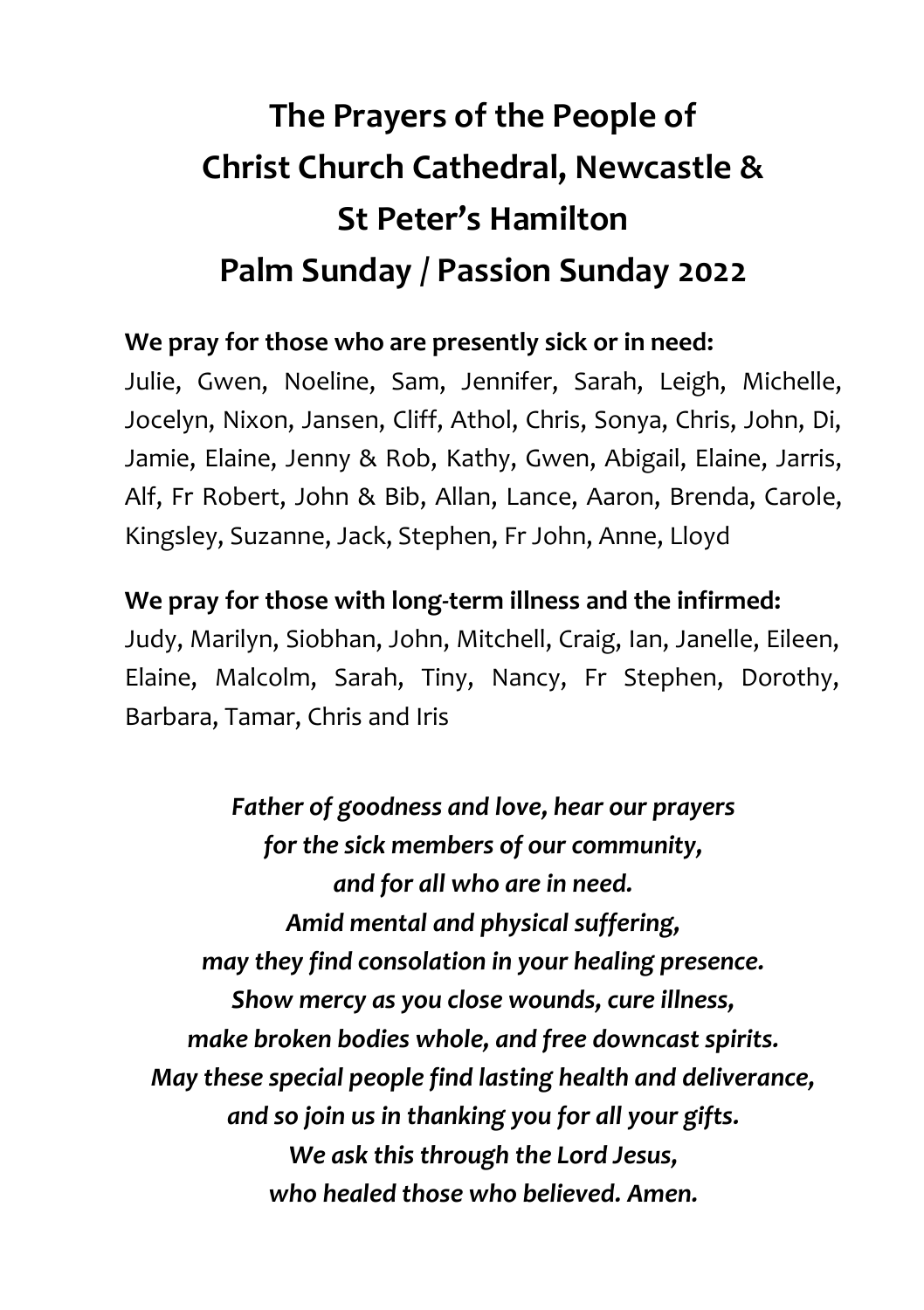# The Prayers of the People of Christ Church Cathedral, Newcastle & St Peter's Hamilton Palm Sunday / Passion Sunday 2022

**We pray for those who are presently sick or in need:**
Julie, Gwen, Noeline, Sam, Jennifer, Sarah, Leigh, Michelle, Jocelyn, Nixon, Jansen, Cliff, Athol, Chris, Sonya, Chris, John, Di, Jamie, Elaine, Jenny & Rob, Kathy, Gwen, Abigail, Elaine, Jarris, Alf, Fr Robert, John & Bib, Allan, Lance, Aaron, Brenda, Carole, Kingsley, Suzanne, Jack, Stephen, Fr John, Anne, Lloyd

**We pray for those with long-term illness and the infirmed:**
Judy, Marilyn, Siobhan, John, Mitchell, Craig, Ian, Janelle, Eileen, Elaine, Malcolm, Sarah, Tiny, Nancy, Fr Stephen, Dorothy, Barbara, Tamar, Chris and Iris

***Father of goodness and love, hear our prayers***
***for the sick members of our community,***
***and for all who are in need.***
***Amid mental and physical suffering,***
***may they find consolation in your healing presence.***
***Show mercy as you close wounds, cure illness,***
***make broken bodies whole, and free downcast spirits.***
***May these special people find lasting health and deliverance,***
***and so join us in thanking you for all your gifts.***
***We ask this through the Lord Jesus,***
***who healed those who believed. Amen.***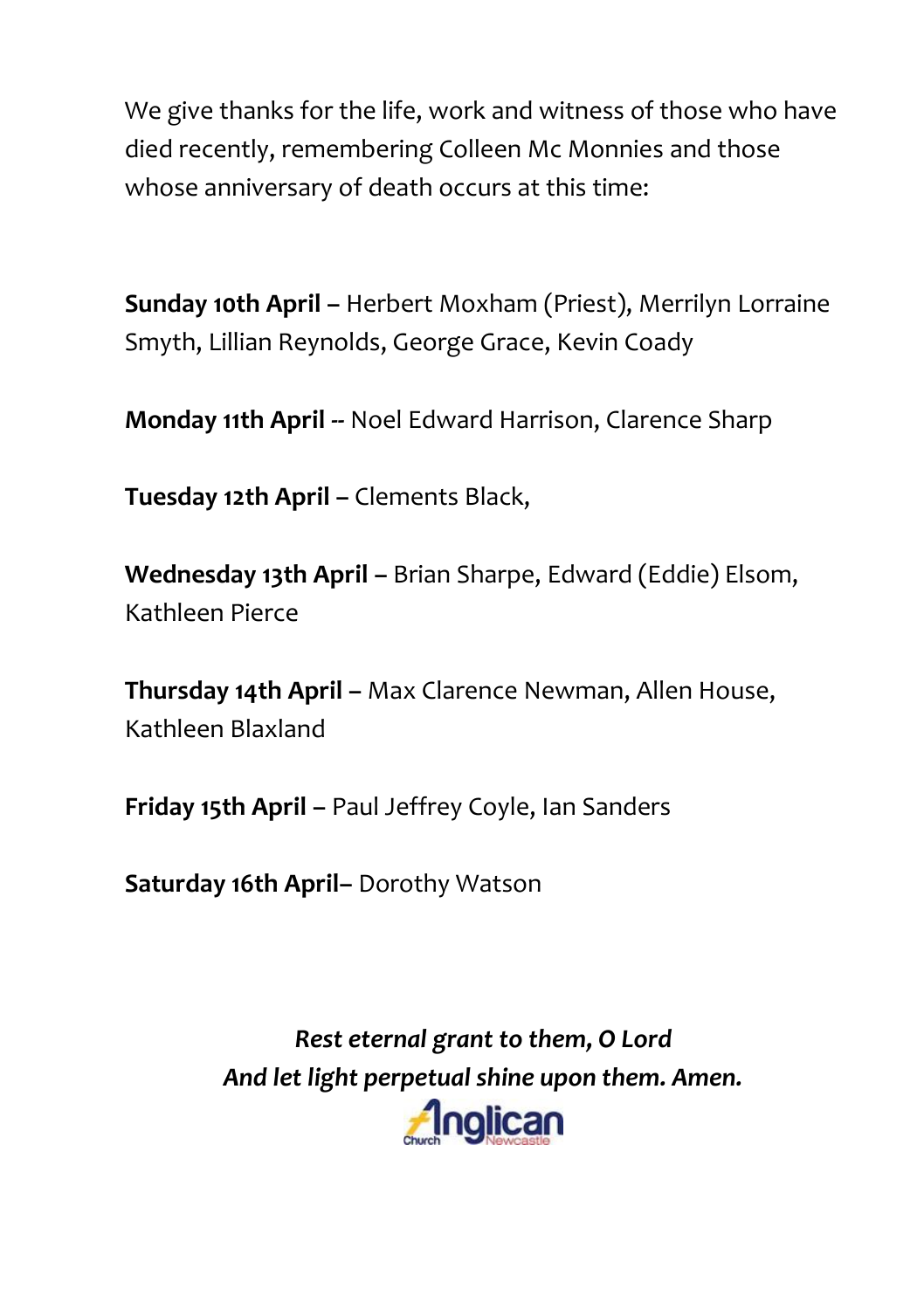We give thanks for the life, work and witness of those who have died recently, remembering Colleen Mc Monnies and those whose anniversary of death occurs at this time:

**Sunday 10th April –** Herbert Moxham (Priest), Merrilyn Lorraine Smyth, Lillian Reynolds, George Grace, Kevin Coady

**Monday 11th April --** Noel Edward Harrison, Clarence Sharp

**Tuesday 12th April –** Clements Black,

**Wednesday 13th April –** Brian Sharpe, Edward (Eddie) Elsom, Kathleen Pierce

**Thursday 14th April –** Max Clarence Newman, Allen House, Kathleen Blaxland

**Friday 15th April –** Paul Jeffrey Coyle, Ian Sanders

**Saturday 16th April–** Dorothy Watson

*Rest eternal grant to them, O Lord*
*And let light perpetual shine upon them. Amen.*

Anglican Church Newcastle